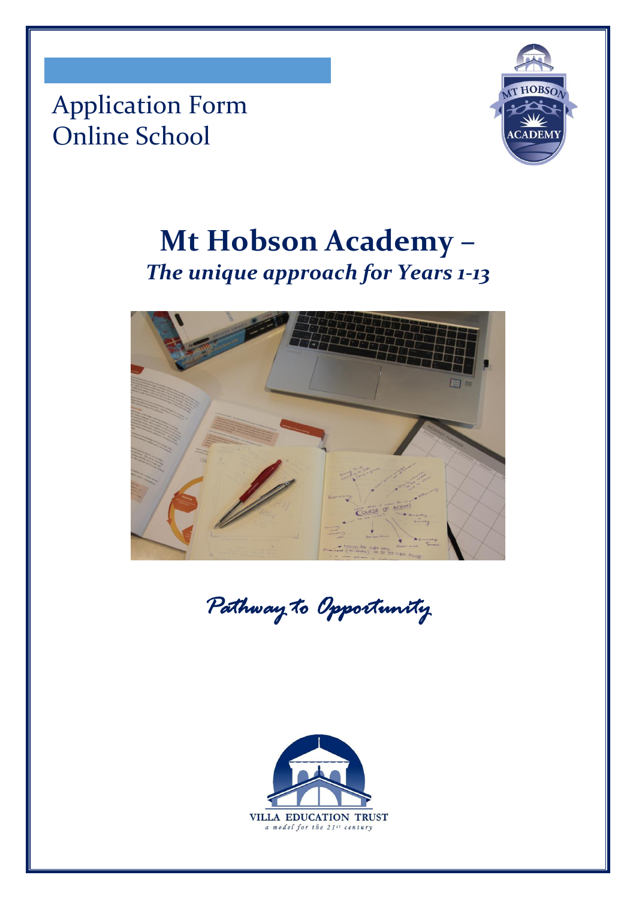# Application Form
# Online School

# Mt Hobson Academy –
## *The unique approach for Years 1-13*

*Pathway to Opportunity*

VILLA EDUCATION TRUST
*a model for the 21st century*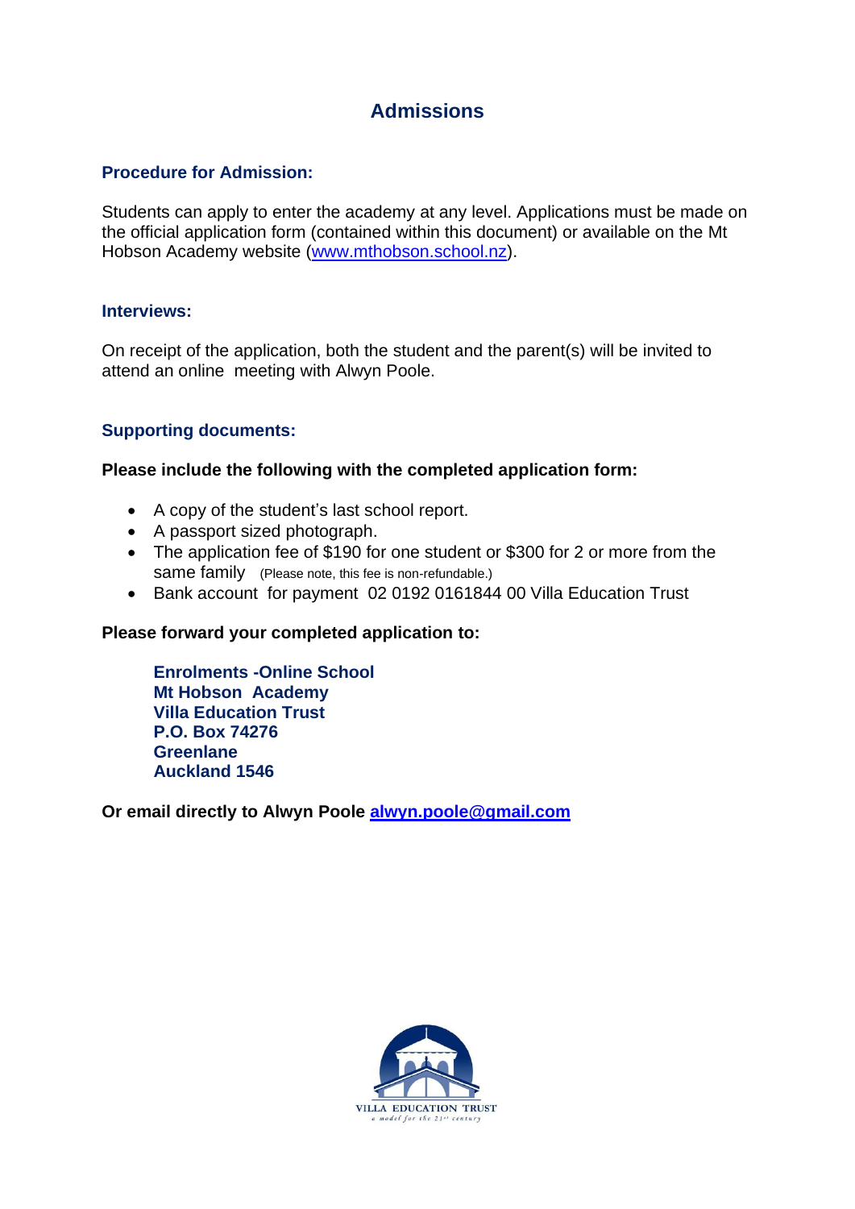# Admissions

## Procedure for Admission:

Students can apply to enter the academy at any level. Applications must be made on the official application form (contained within this document) or available on the Mt Hobson Academy website (www.mthobson.school.nz).

## Interviews:

On receipt of the application, both the student and the parent(s) will be invited to attend an online meeting with Alwyn Poole.

## Supporting documents:

**Please include the following with the completed application form:**

- A copy of the student's last school report.
- A passport sized photograph.
- The application fee of $190 for one student or $300 for 2 or more from the same family (Please note, this fee is non-refundable.)
- Bank account for payment 02 0192 0161844 00 Villa Education Trust

**Please forward your completed application to:**

**Enrolments -Online School**
**Mt Hobson Academy**
**Villa Education Trust**
**P.O. Box 74276**
**Greenlane**
**Auckland 1546**

**Or email directly to Alwyn Poole alwyn.poole@gmail.com**

VILLA EDUCATION TRUST
*a model for the 21st century*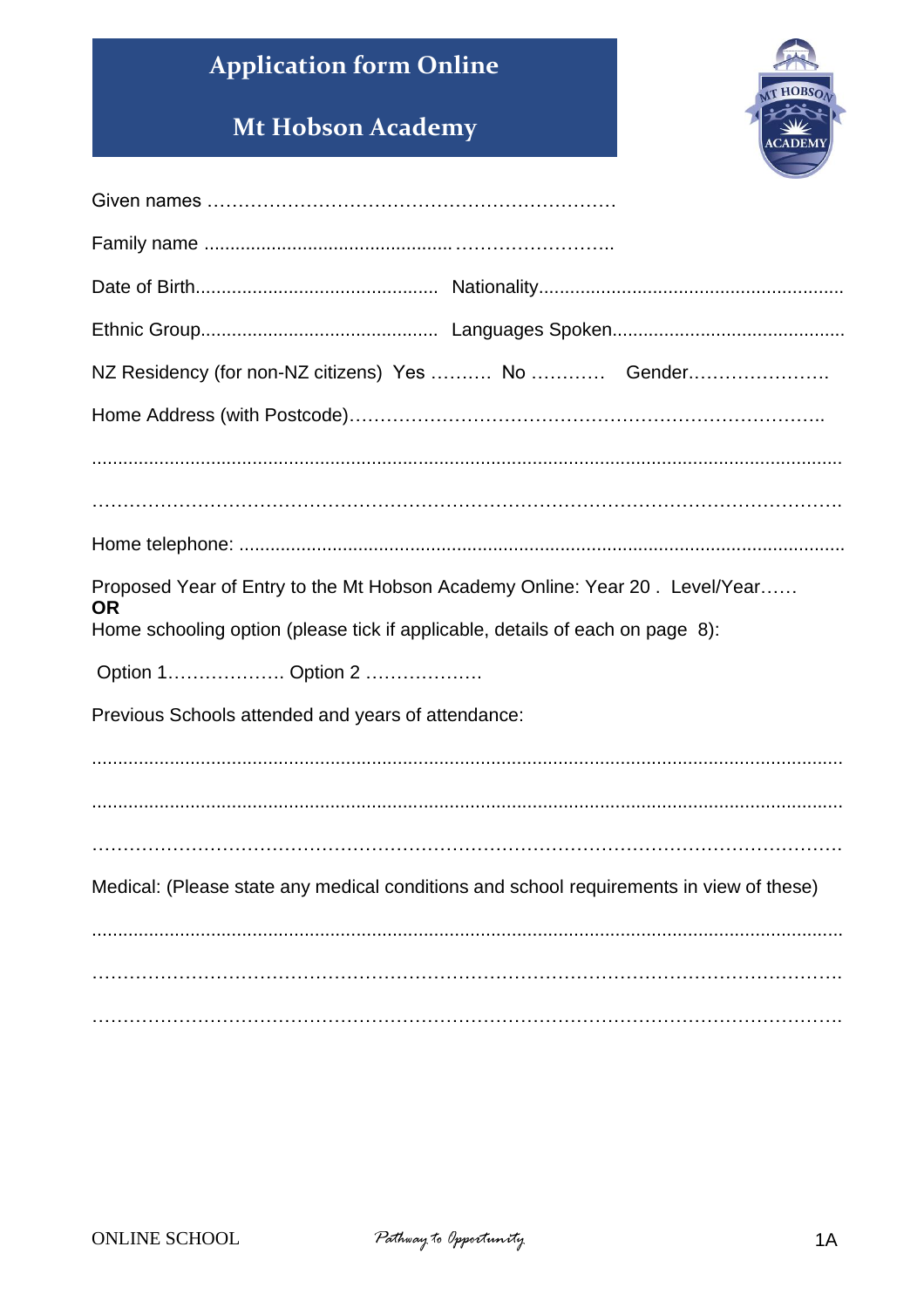# Application form Online

## Mt Hobson Academy

Given names …………………………………………………………

Family name ............................................……………………..

Date of Birth.............................................. Nationality..........................................................

Ethnic Group............................................. Languages Spoken............................................

NZ Residency (for non-NZ citizens) Yes ………. No ………… Gender…………………..

Home Address (with Postcode)…………………………………………………………………..

...................................................................................................................................................

……………………………………………………………………………………………………….

Home telephone: ....................................................................................................................

Proposed Year of Entry to the Mt Hobson Academy Online: Year 20 . Level/Year……

**OR**

Home schooling option (please tick if applicable, details of each on page 8):

Option 1………………. Option 2 ……………….

Previous Schools attended and years of attendance:

...................................................................................................................................................

...................................................................................................................................................

……………………………………………………………………………………………………….

Medical: (Please state any medical conditions and school requirements in view of these)

...................................................................................................................................................

……………………………………………………………………………………………………….

……………………………………………………………………………………………………….

ONLINE SCHOOL *Pathway to Opportunity*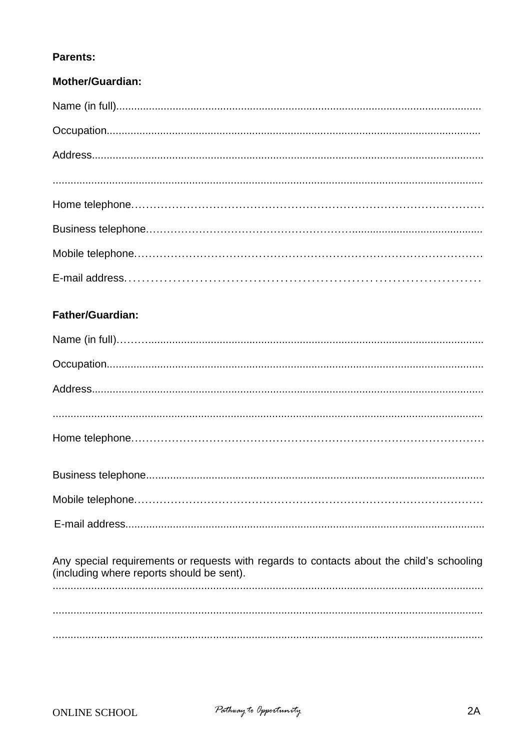**Parents:**

**Mother/Guardian:**

Name (in full)..........................................................................................................................

Occupation..............................................................................................................................

Address...................................................................................................................................

.................................................................................................................................................

Home telephone……………………………………………………………………………………

Business telephone………………………………………………..............................................

Mobile telephone…………………………………………………………………………………

E-mail address……………………………………………………………………………

**Father/Guardian:**

Name (in full)………..................................................................................................................

Occupation...............................................................................................................................

Address....................................................................................................................................

.................................................................................................................................................

Home telephone……………………………………………………………………………………

Business telephone...................................................................................................................

Mobile telephone…………………………………………………………………………………

E-mail address.........................................................................................................................

Any special requirements or requests with regards to contacts about the child's schooling (including where reports should be sent).

.................................................................................................................................................

.................................................................................................................................................

.................................................................................................................................................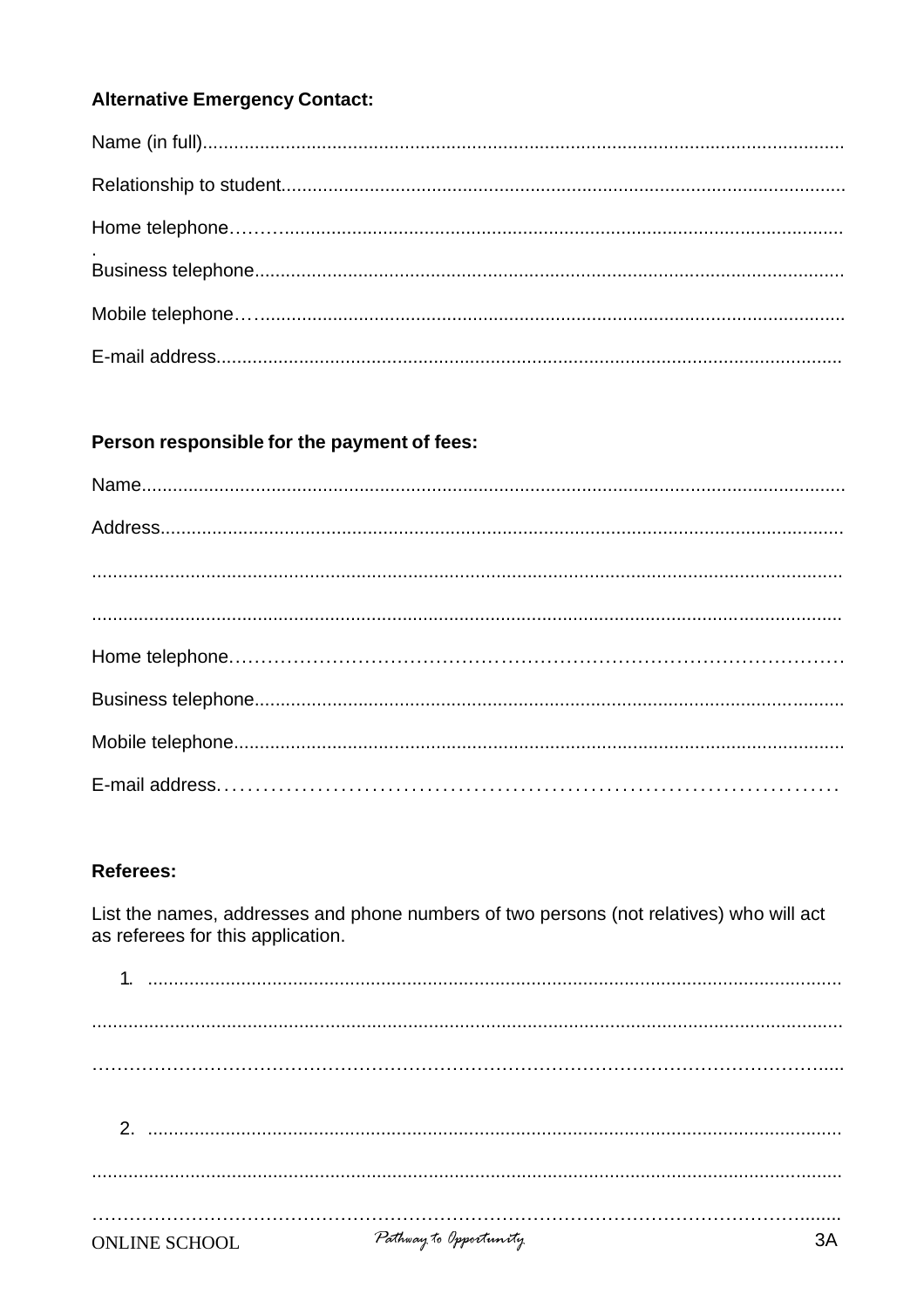**Alternative Emergency Contact:**

Name (in full)..........................................................................................................................

Relationship to student..........................................................................................................

Home telephone……..........................................................................................................

Business telephone...............................................................................................................

Mobile telephone…..............................................................................................................

E-mail address.......................................................................................................................

**Person responsible for the payment of fees:**

Name.....................................................................................................................................

Address..................................................................................................................................

...............................................................................................................................................

...............................................................................................................................................

Home telephone………………………………………………………………………………

Business telephone...............................................................................................................

Mobile telephone...................................................................................................................

E-mail address.………………………………………………………………………

**Referees:**

List the names, addresses and phone numbers of two persons (not relatives) who will act as referees for this application.

1. ....................................................................................................................................

...............................................................................................................................................

…………………………………………………………………………………………………….....

2. ....................................................................................................................................

...............................................................................................................................................

…………………………………………………………………………………………………….....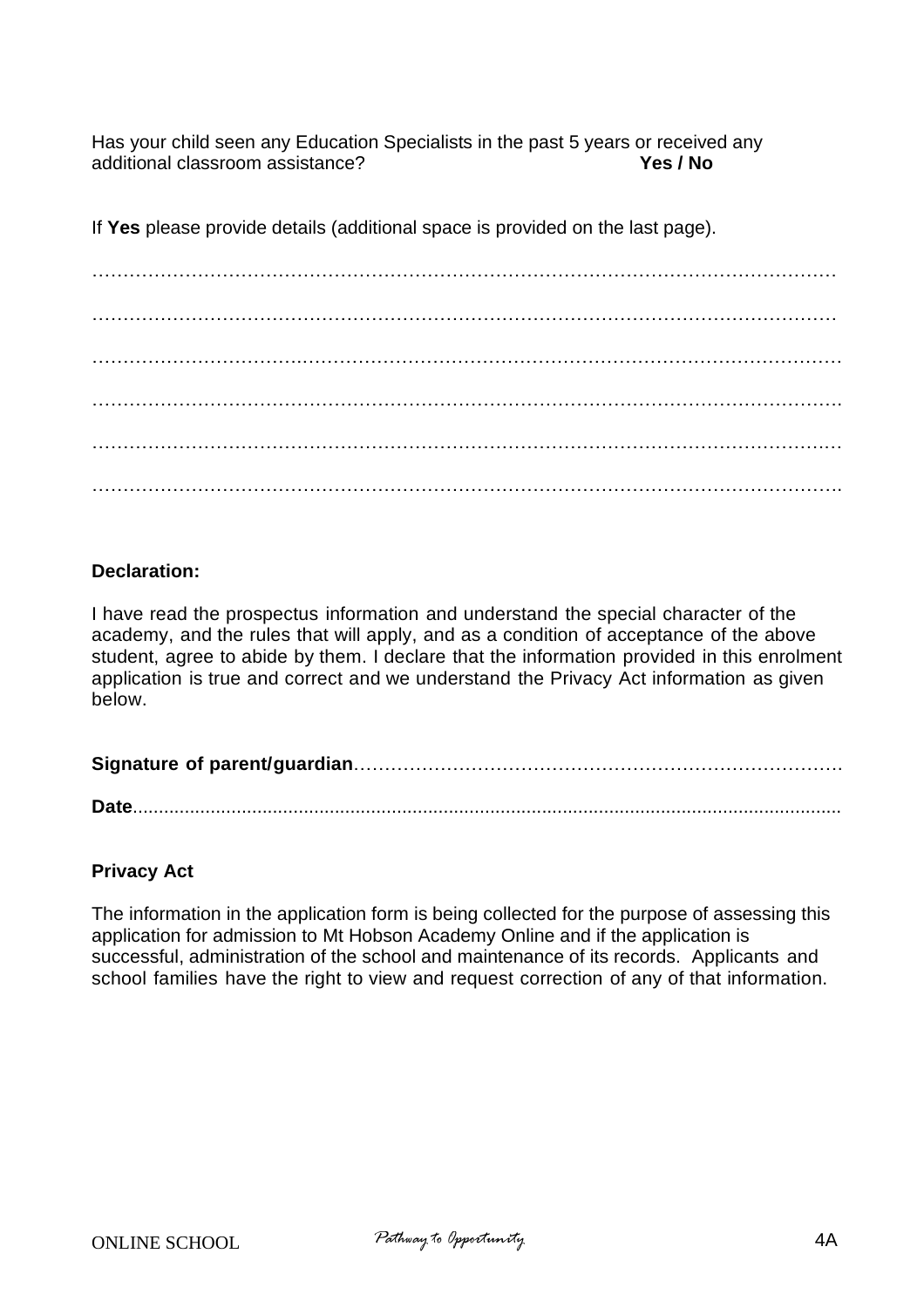Has your child seen any Education Specialists in the past 5 years or received any additional classroom assistance? **Yes / No**

If **Yes** please provide details (additional space is provided on the last page).

……………………………………………………………………………………………………

……………………………………………………………………………………………………

……………………………………………………………………………………………………

……………………………………………………………………………………………………

……………………………………………………………………………………………………

……………………………………………………………………………………………………

**Declaration:**

I have read the prospectus information and understand the special character of the academy, and the rules that will apply, and as a condition of acceptance of the above student, agree to abide by them. I declare that the information provided in this enrolment application is true and correct and we understand the Privacy Act information as given below.

**Signature of parent/guardian**……………………………………………………………………

**Date**……………………………………………………………………………………………

**Privacy Act**

The information in the application form is being collected for the purpose of assessing this application for admission to Mt Hobson Academy Online and if the application is successful, administration of the school and maintenance of its records. Applicants and school families have the right to view and request correction of any of that information.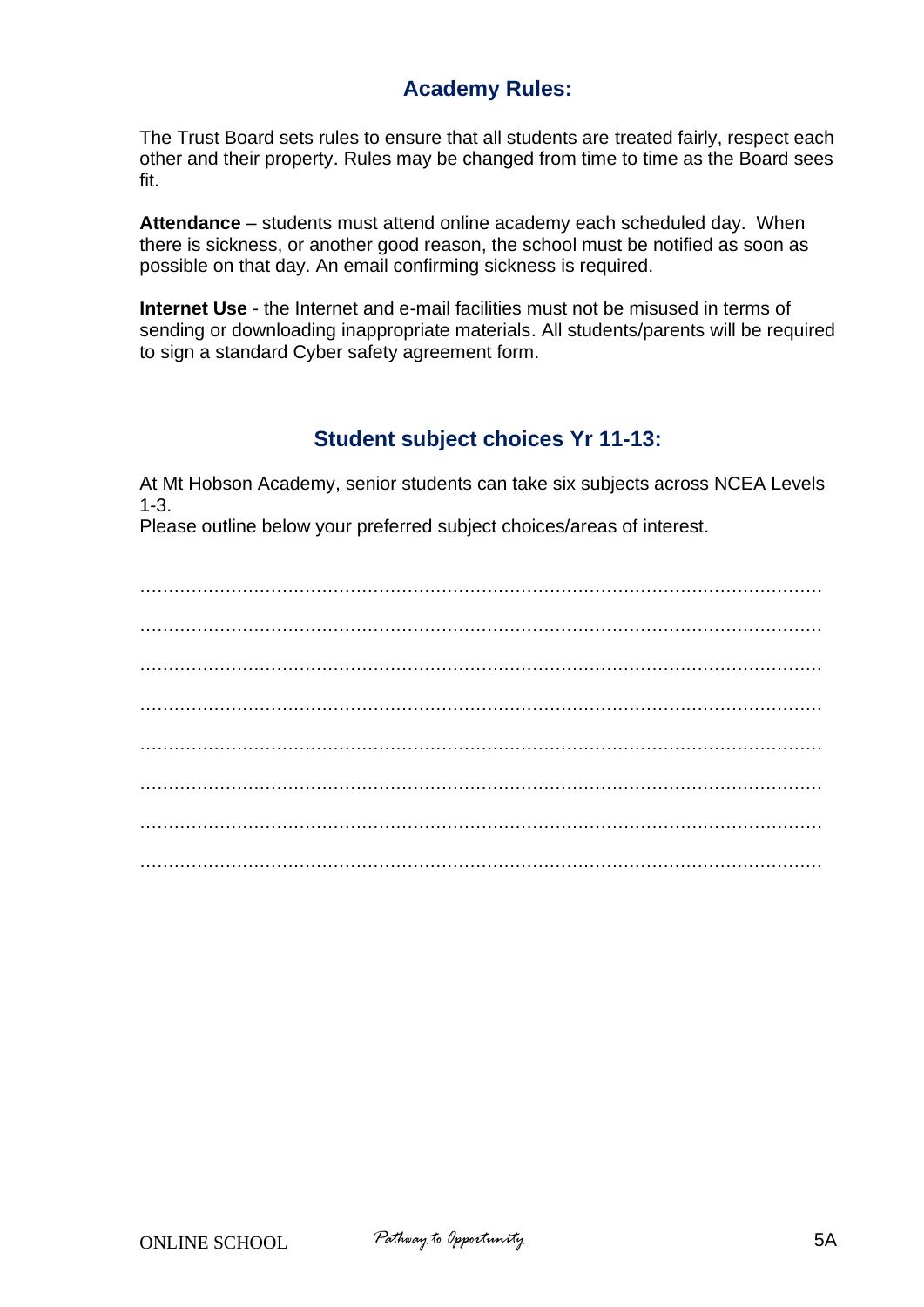## Academy Rules:

The Trust Board sets rules to ensure that all students are treated fairly, respect each other and their property. Rules may be changed from time to time as the Board sees fit.

**Attendance** – students must attend online academy each scheduled day. When there is sickness, or another good reason, the school must be notified as soon as possible on that day. An email confirming sickness is required.

**Internet Use** - the Internet and e-mail facilities must not be misused in terms of sending or downloading inappropriate materials. All students/parents will be required to sign a standard Cyber safety agreement form.

## Student subject choices Yr 11-13:

At Mt Hobson Academy, senior students can take six subjects across NCEA Levels 1-3.
Please outline below your preferred subject choices/areas of interest.

…………………………………………………………………………………………………………

…………………………………………………………………………………………………………

…………………………………………………………………………………………………………

…………………………………………………………………………………………………………

…………………………………………………………………………………………………………

…………………………………………………………………………………………………………

…………………………………………………………………………………………………………

…………………………………………………………………………………………………………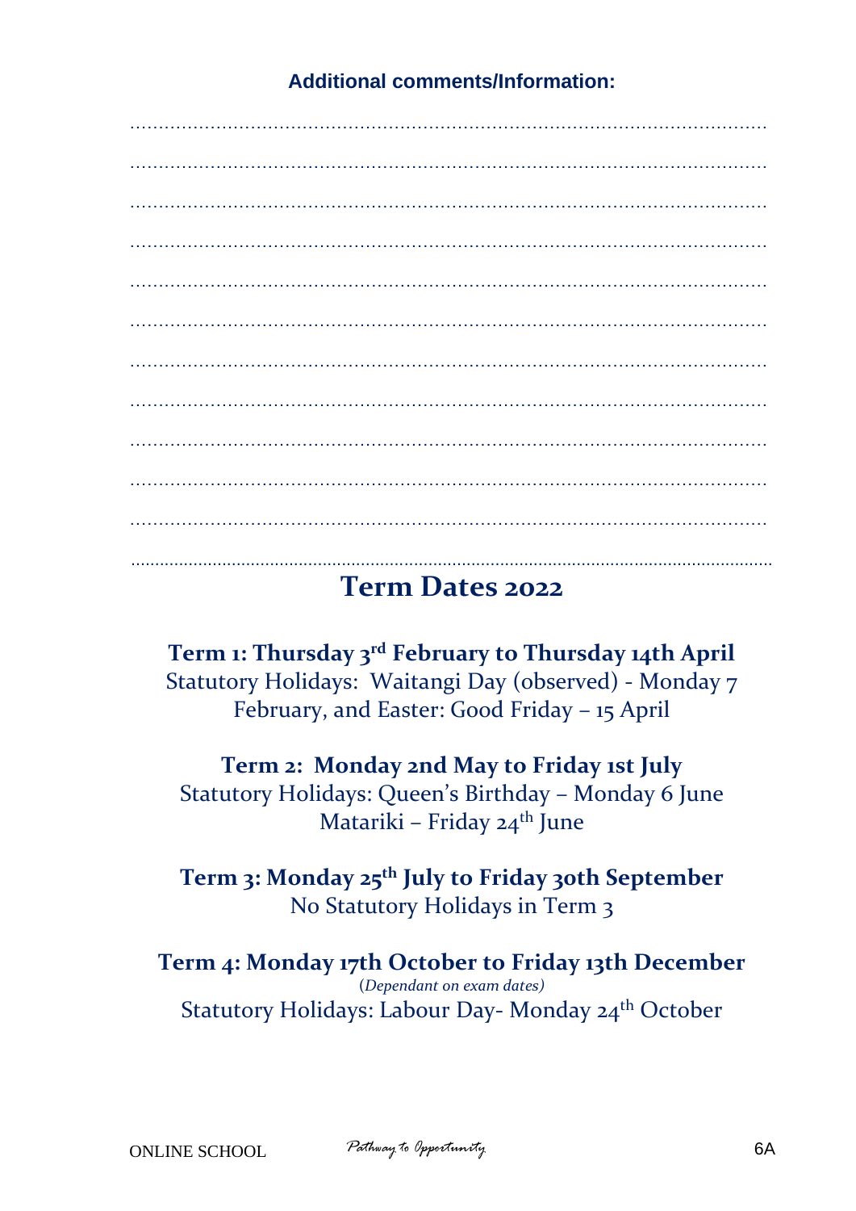**Additional comments/Information:**

……………………………………………………………………………………………………

……………………………………………………………………………………………………

……………………………………………………………………………………………………

……………………………………………………………………………………………………

……………………………………………………………………………………………………

……………………………………………………………………………………………………

……………………………………………………………………………………………………

……………………………………………………………………………………………………

……………………………………………………………………………………………………

……………………………………………………………………………………………………

……………………………………………………………………………………………………

……………………………………………………………………………………………………

# Term Dates 2022

**Term 1: Thursday 3rd February to Thursday 14th April**
Statutory Holidays: Waitangi Day (observed) - Monday 7 February, and Easter: Good Friday – 15 April

**Term 2: Monday 2nd May to Friday 1st July**
Statutory Holidays: Queen's Birthday – Monday 6 June
Matariki – Friday 24th June

**Term 3: Monday 25th July to Friday 30th September**
No Statutory Holidays in Term 3

**Term 4: Monday 17th October to Friday 13th December**
*(Dependant on exam dates)*
Statutory Holidays: Labour Day- Monday 24th October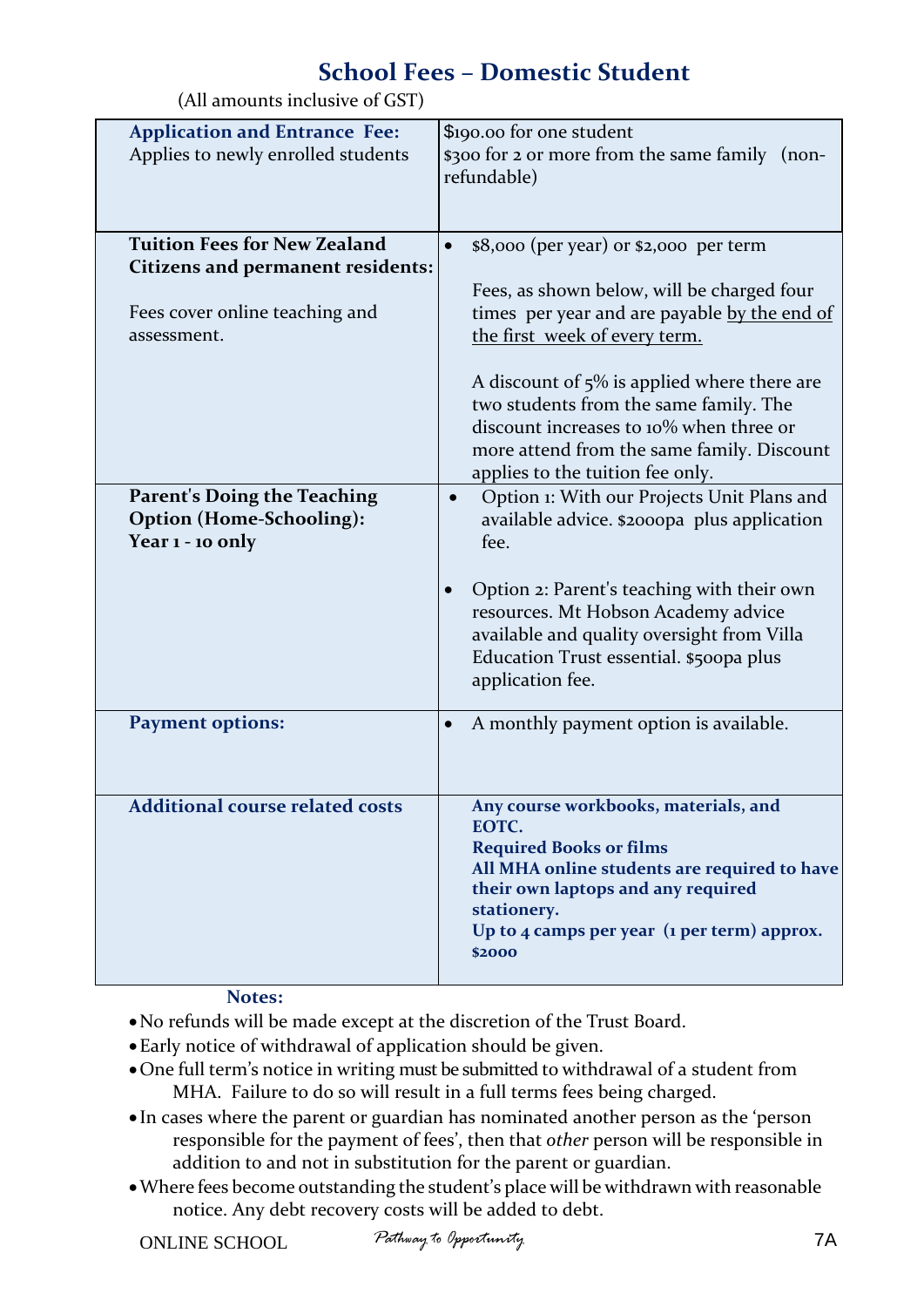# School Fees – Domestic Student

(All amounts inclusive of GST)

| | |
|---|---|
| **Application and Entrance Fee:**<br>Applies to newly enrolled students | $190.00 for one student<br>$300 for 2 or more from the same family (non-refundable) |
| **Tuition Fees for New Zealand Citizens and permanent residents:**<br><br>Fees cover online teaching and assessment. | • $8,000 (per year) or $2,000 per term<br><br>Fees, as shown below, will be charged four times per year and are payable by the end of the first week of every term.<br><br>A discount of 5% is applied where there are two students from the same family. The discount increases to 10% when three or more attend from the same family. Discount applies to the tuition fee only. |
| **Parent's Doing the Teaching Option (Home-Schooling): Year 1 - 10 only** | • Option 1: With our Projects Unit Plans and available advice. $2000pa plus application fee.<br><br>• Option 2: Parent's teaching with their own resources. Mt Hobson Academy advice available and quality oversight from Villa Education Trust essential. $500pa plus application fee. |
| **Payment options:** | • A monthly payment option is available. |
| **Additional course related costs** | **Any course workbooks, materials, and EOTC.**<br>**Required Books or films**<br>**All MHA online students are required to have their own laptops and any required stationery.**<br>**Up to 4 camps per year (1 per term) approx. $2000** |

**Notes:**

- No refunds will be made except at the discretion of the Trust Board.
- Early notice of withdrawal of application should be given.
- One full term's notice in writing must be submitted to withdrawal of a student from MHA. Failure to do so will result in a full terms fees being charged.
- In cases where the parent or guardian has nominated another person as the 'person responsible for the payment of fees', then that *other* person will be responsible in addition to and not in substitution for the parent or guardian.
- Where fees become outstanding the student's place will be withdrawn with reasonable notice. Any debt recovery costs will be added to debt.